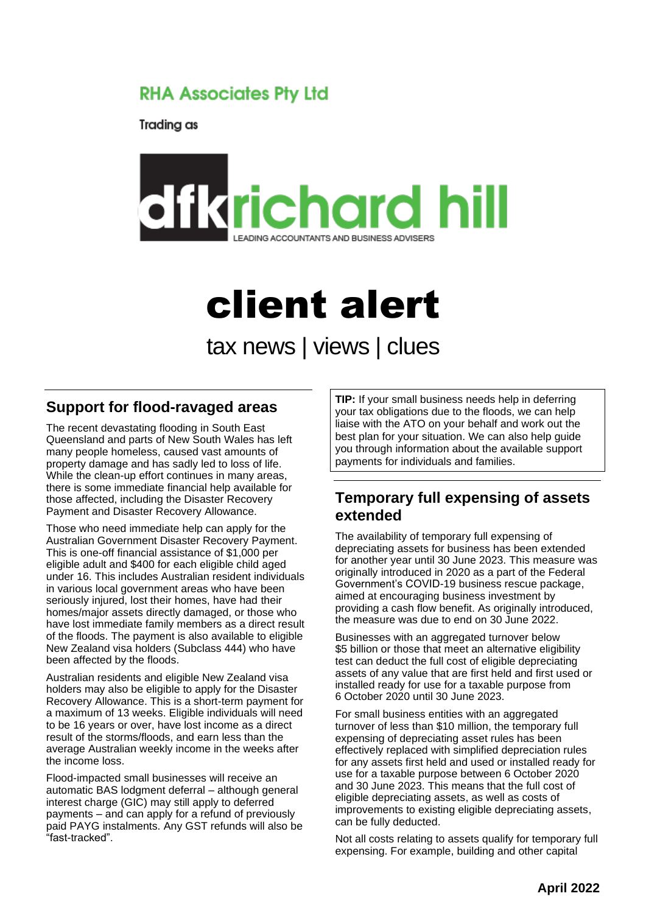RHA Associates Pty Ltd

Trading as

dfk richard hill

LEADING ACCOUNTANTS AND BUSINESS ADVISERS

# client alert

tax news | views | clues

## Support for flood-ravaged areas

The recent devastating flooding in South East Queensland and parts of New South Wales has left many people homeless, caused vast amounts of property damage and has sadly led to loss of life. While the clean-up effort continues in many areas, there is some immediate financial help available for those affected, including the Disaster Recovery Payment and Disaster Recovery Allowance.

Those who need immediate help can apply for the Australian Government Disaster Recovery Payment. This is one-off financial assistance of $1,000 per eligible adult and $400 for each eligible child aged under 16. This includes Australian resident individuals in various local government areas who have been seriously injured, lost their homes, have had their homes/major assets directly damaged, or those who have lost immediate family members as a direct result of the floods. The payment is also available to eligible New Zealand visa holders (Subclass 444) who have been affected by the floods.

Australian residents and eligible New Zealand visa holders may also be eligible to apply for the Disaster Recovery Allowance. This is a short-term payment for a maximum of 13 weeks. Eligible individuals will need to be 16 years or over, have lost income as a direct result of the storms/floods, and earn less than the average Australian weekly income in the weeks after the income loss.

Flood-impacted small businesses will receive an automatic BAS lodgment deferral – although general interest charge (GIC) may still apply to deferred payments – and can apply for a refund of previously paid PAYG instalments. Any GST refunds will also be "fast-tracked".

**TIP:** If your small business needs help in deferring your tax obligations due to the floods, we can help liaise with the ATO on your behalf and work out the best plan for your situation. We can also help guide you through information about the available support payments for individuals and families.

## Temporary full expensing of assets extended

The availability of temporary full expensing of depreciating assets for business has been extended for another year until 30 June 2023. This measure was originally introduced in 2020 as a part of the Federal Government's COVID-19 business rescue package, aimed at encouraging business investment by providing a cash flow benefit. As originally introduced, the measure was due to end on 30 June 2022.

Businesses with an aggregated turnover below $5 billion or those that meet an alternative eligibility test can deduct the full cost of eligible depreciating assets of any value that are first held and first used or installed ready for use for a taxable purpose from 6 October 2020 until 30 June 2023.

For small business entities with an aggregated turnover of less than $10 million, the temporary full expensing of depreciating asset rules has been effectively replaced with simplified depreciation rules for any assets first held and used or installed ready for use for a taxable purpose between 6 October 2020 and 30 June 2023. This means that the full cost of eligible depreciating assets, as well as costs of improvements to existing eligible depreciating assets, can be fully deducted.

Not all costs relating to assets qualify for temporary full expensing. For example, building and other capital

April 2022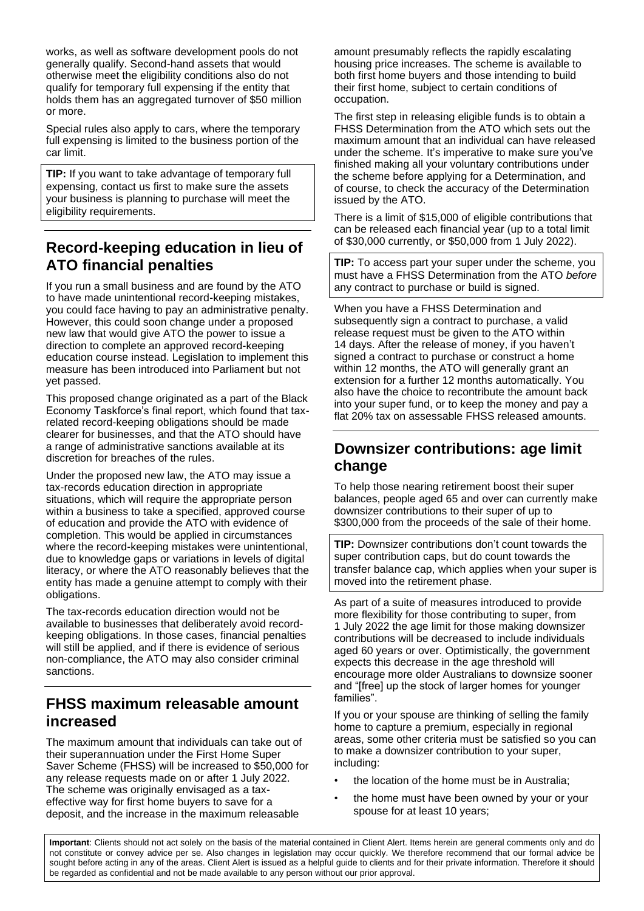works, as well as software development pools do not generally qualify. Second-hand assets that would otherwise meet the eligibility conditions also do not qualify for temporary full expensing if the entity that holds them has an aggregated turnover of $50 million or more.

Special rules also apply to cars, where the temporary full expensing is limited to the business portion of the car limit.

**TIP:** If you want to take advantage of temporary full expensing, contact us first to make sure the assets your business is planning to purchase will meet the eligibility requirements.

## Record-keeping education in lieu of ATO financial penalties

If you run a small business and are found by the ATO to have made unintentional record-keeping mistakes, you could face having to pay an administrative penalty. However, this could soon change under a proposed new law that would give ATO the power to issue a direction to complete an approved record-keeping education course instead. Legislation to implement this measure has been introduced into Parliament but not yet passed.

This proposed change originated as a part of the Black Economy Taskforce's final report, which found that tax-related record-keeping obligations should be made clearer for businesses, and that the ATO should have a range of administrative sanctions available at its discretion for breaches of the rules.

Under the proposed new law, the ATO may issue a tax-records education direction in appropriate situations, which will require the appropriate person within a business to take a specified, approved course of education and provide the ATO with evidence of completion. This would be applied in circumstances where the record-keeping mistakes were unintentional, due to knowledge gaps or variations in levels of digital literacy, or where the ATO reasonably believes that the entity has made a genuine attempt to comply with their obligations.

The tax-records education direction would not be available to businesses that deliberately avoid record-keeping obligations. In those cases, financial penalties will still be applied, and if there is evidence of serious non-compliance, the ATO may also consider criminal sanctions.

## FHSS maximum releasable amount increased

The maximum amount that individuals can take out of their superannuation under the First Home Super Saver Scheme (FHSS) will be increased to $50,000 for any release requests made on or after 1 July 2022. The scheme was originally envisaged as a tax-effective way for first home buyers to save for a deposit, and the increase in the maximum releasable amount presumably reflects the rapidly escalating housing price increases. The scheme is available to both first home buyers and those intending to build their first home, subject to certain conditions of occupation.

The first step in releasing eligible funds is to obtain a FHSS Determination from the ATO which sets out the maximum amount that an individual can have released under the scheme. It's imperative to make sure you've finished making all your voluntary contributions under the scheme before applying for a Determination, and of course, to check the accuracy of the Determination issued by the ATO.

There is a limit of $15,000 of eligible contributions that can be released each financial year (up to a total limit of $30,000 currently, or $50,000 from 1 July 2022).

**TIP:** To access part your super under the scheme, you must have a FHSS Determination from the ATO *before* any contract to purchase or build is signed.

When you have a FHSS Determination and subsequently sign a contract to purchase, a valid release request must be given to the ATO within 14 days. After the release of money, if you haven't signed a contract to purchase or construct a home within 12 months, the ATO will generally grant an extension for a further 12 months automatically. You also have the choice to recontribute the amount back into your super fund, or to keep the money and pay a flat 20% tax on assessable FHSS released amounts.

## Downsizer contributions: age limit change

To help those nearing retirement boost their super balances, people aged 65 and over can currently make downsizer contributions to their super of up to $300,000 from the proceeds of the sale of their home.

**TIP:** Downsizer contributions don't count towards the super contribution caps, but do count towards the transfer balance cap, which applies when your super is moved into the retirement phase.

As part of a suite of measures introduced to provide more flexibility for those contributing to super, from 1 July 2022 the age limit for those making downsizer contributions will be decreased to include individuals aged 60 years or over. Optimistically, the government expects this decrease in the age threshold will encourage more older Australians to downsize sooner and "[free] up the stock of larger homes for younger families".

If you or your spouse are thinking of selling the family home to capture a premium, especially in regional areas, some other criteria must be satisfied so you can to make a downsizer contribution to your super, including:

- the location of the home must be in Australia;
- the home must have been owned by your or your spouse for at least 10 years;

**Important**: Clients should not act solely on the basis of the material contained in Client Alert. Items herein are general comments only and do not constitute or convey advice per se. Also changes in legislation may occur quickly. We therefore recommend that our formal advice be sought before acting in any of the areas. Client Alert is issued as a helpful guide to clients and for their private information. Therefore it should be regarded as confidential and not be made available to any person without our prior approval.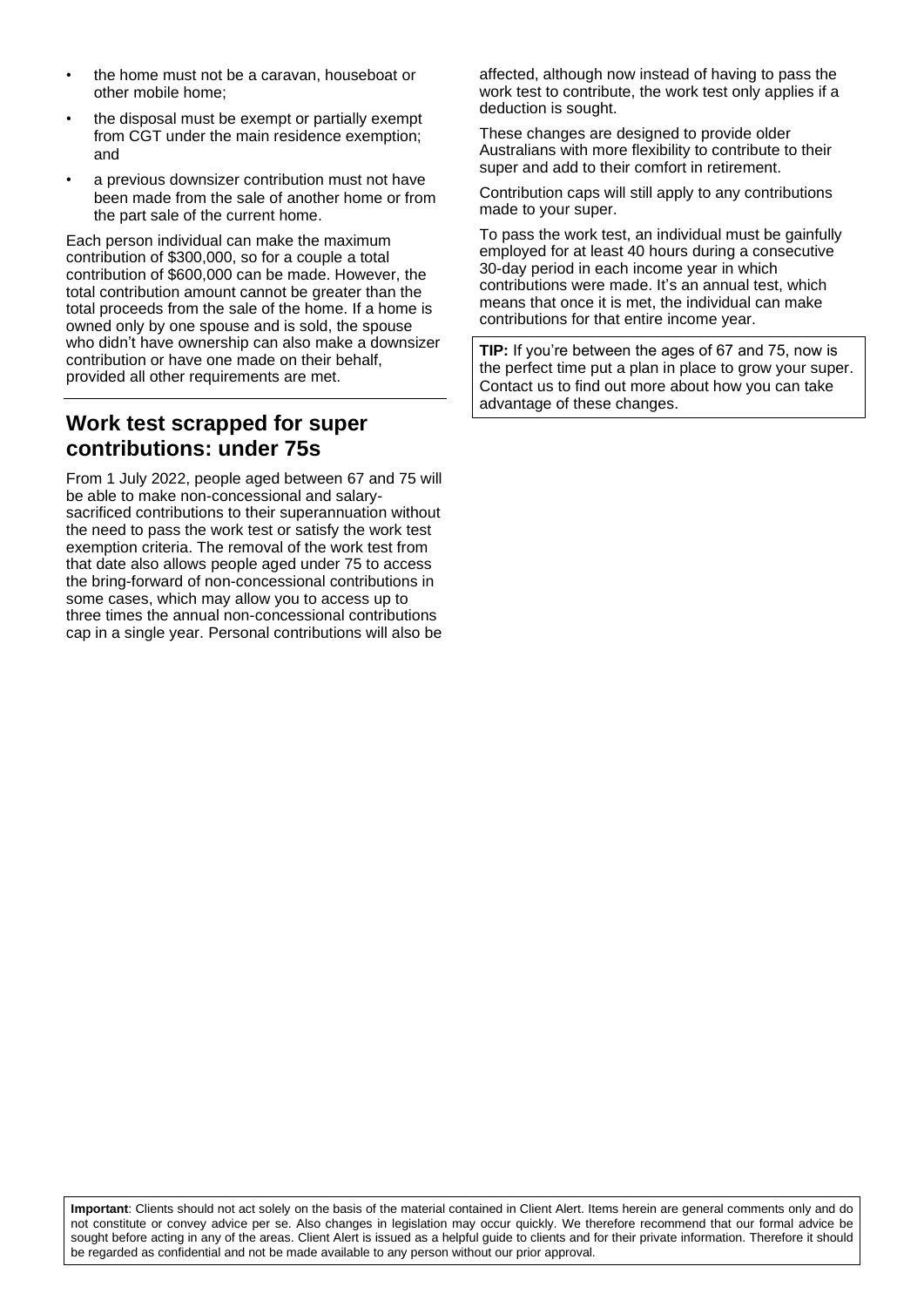- the home must not be a caravan, houseboat or other mobile home;
- the disposal must be exempt or partially exempt from CGT under the main residence exemption; and
- a previous downsizer contribution must not have been made from the sale of another home or from the part sale of the current home.

Each person individual can make the maximum contribution of $300,000, so for a couple a total contribution of $600,000 can be made. However, the total contribution amount cannot be greater than the total proceeds from the sale of the home. If a home is owned only by one spouse and is sold, the spouse who didn't have ownership can also make a downsizer contribution or have one made on their behalf, provided all other requirements are met.

## Work test scrapped for super contributions: under 75s

From 1 July 2022, people aged between 67 and 75 will be able to make non-concessional and salary-sacrificed contributions to their superannuation without the need to pass the work test or satisfy the work test exemption criteria. The removal of the work test from that date also allows people aged under 75 to access the bring-forward of non-concessional contributions in some cases, which may allow you to access up to three times the annual non-concessional contributions cap in a single year. Personal contributions will also be affected, although now instead of having to pass the work test to contribute, the work test only applies if a deduction is sought.

These changes are designed to provide older Australians with more flexibility to contribute to their super and add to their comfort in retirement.

Contribution caps will still apply to any contributions made to your super.

To pass the work test, an individual must be gainfully employed for at least 40 hours during a consecutive 30-day period in each income year in which contributions were made. It's an annual test, which means that once it is met, the individual can make contributions for that entire income year.

**TIP:** If you're between the ages of 67 and 75, now is the perfect time put a plan in place to grow your super. Contact us to find out more about how you can take advantage of these changes.

**Important**: Clients should not act solely on the basis of the material contained in Client Alert. Items herein are general comments only and do not constitute or convey advice per se. Also changes in legislation may occur quickly. We therefore recommend that our formal advice be sought before acting in any of the areas. Client Alert is issued as a helpful guide to clients and for their private information. Therefore it should be regarded as confidential and not be made available to any person without our prior approval.